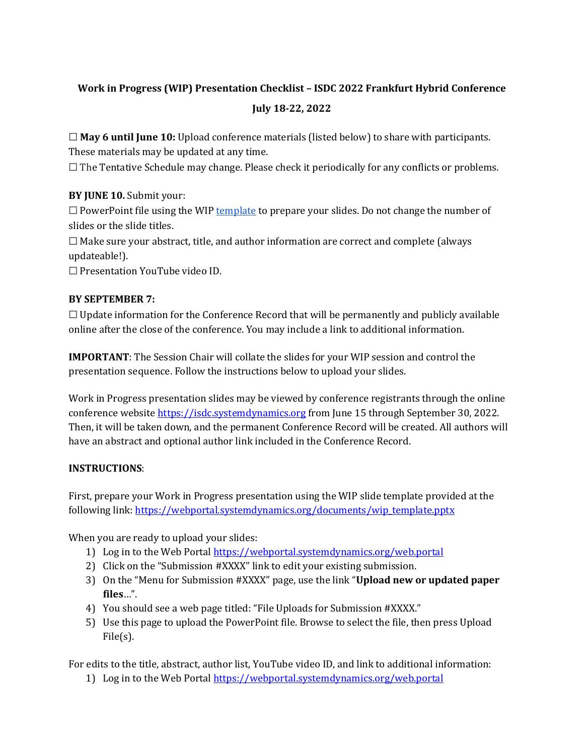**Work in Progress (WIP) Presentation Checklist – ISDC 2022 Frankfurt Hybrid Conference**

**July 18-22, 2022**

☐ **May 6 until June 10:** Upload conference materials (listed below) to share with participants. These materials may be updated at any time.
☐ The Tentative Schedule may change. Please check it periodically for any conflicts or problems.

**BY JUNE 10.** Submit your:
☐ PowerPoint file using the WIP [template](https://webportal.systemdynamics.org/documents/wip_template.pptx) to prepare your slides. Do not change the number of slides or the slide titles.
☐ Make sure your abstract, title, and author information are correct and complete (always updateable!).
☐ Presentation YouTube video ID.

**BY SEPTEMBER 7:**
☐ Update information for the Conference Record that will be permanently and publicly available online after the close of the conference. You may include a link to additional information.

**IMPORTANT**: The Session Chair will collate the slides for your WIP session and control the presentation sequence. Follow the instructions below to upload your slides.

Work in Progress presentation slides may be viewed by conference registrants through the online conference website https://isdc.systemdynamics.org from June 15 through September 30, 2022. Then, it will be taken down, and the permanent Conference Record will be created. All authors will have an abstract and optional author link included in the Conference Record.

**INSTRUCTIONS**:

First, prepare your Work in Progress presentation using the WIP slide template provided at the following link: https://webportal.systemdynamics.org/documents/wip_template.pptx

When you are ready to upload your slides:

1) Log in to the Web Portal https://webportal.systemdynamics.org/web.portal
2) Click on the "Submission #XXXX" link to edit your existing submission.
3) On the "Menu for Submission #XXXX" page, use the link "**Upload new or updated paper files**…".
4) You should see a web page titled: "File Uploads for Submission #XXXX."
5) Use this page to upload the PowerPoint file. Browse to select the file, then press Upload File(s).

For edits to the title, abstract, author list, YouTube video ID, and link to additional information:

1) Log in to the Web Portal https://webportal.systemdynamics.org/web.portal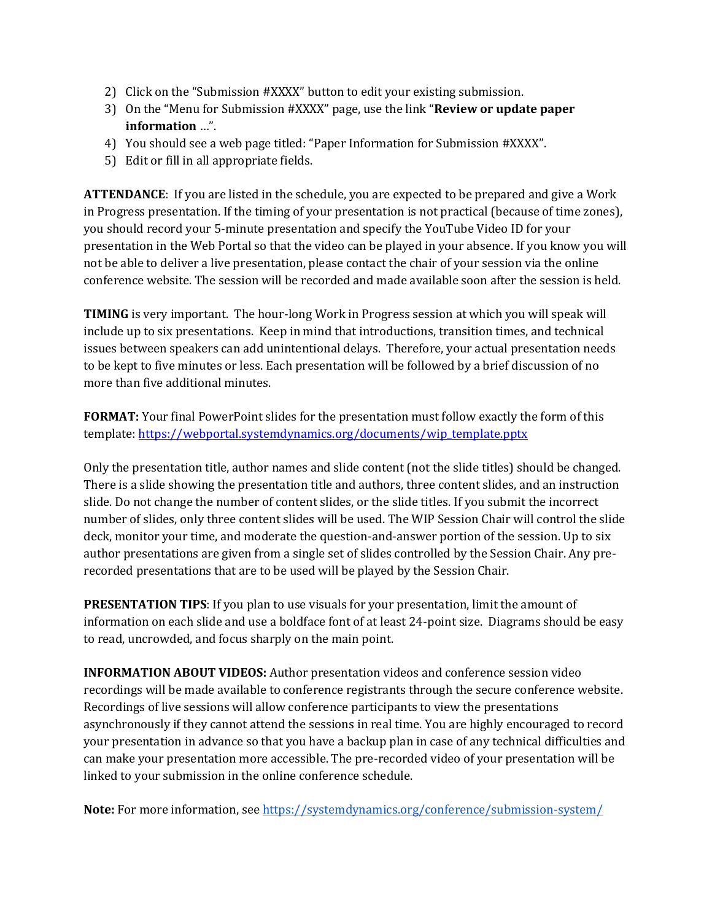2) Click on the “Submission #XXXX” button to edit your existing submission.
3) On the “Menu for Submission #XXXX” page, use the link “**Review or update paper information** …”.
4) You should see a web page titled: “Paper Information for Submission #XXXX”.
5) Edit or fill in all appropriate fields.

**ATTENDANCE**: If you are listed in the schedule, you are expected to be prepared and give a Work in Progress presentation. If the timing of your presentation is not practical (because of time zones), you should record your 5-minute presentation and specify the YouTube Video ID for your presentation in the Web Portal so that the video can be played in your absence. If you know you will not be able to deliver a live presentation, please contact the chair of your session via the online conference website. The session will be recorded and made available soon after the session is held.

**TIMING** is very important. The hour-long Work in Progress session at which you will speak will include up to six presentations. Keep in mind that introductions, transition times, and technical issues between speakers can add unintentional delays. Therefore, your actual presentation needs to be kept to five minutes or less. Each presentation will be followed by a brief discussion of no more than five additional minutes.

**FORMAT:** Your final PowerPoint slides for the presentation must follow exactly the form of this template: https://webportal.systemdynamics.org/documents/wip_template.pptx

Only the presentation title, author names and slide content (not the slide titles) should be changed. There is a slide showing the presentation title and authors, three content slides, and an instruction slide. Do not change the number of content slides, or the slide titles. If you submit the incorrect number of slides, only three content slides will be used. The WIP Session Chair will control the slide deck, monitor your time, and moderate the question-and-answer portion of the session. Up to six author presentations are given from a single set of slides controlled by the Session Chair. Any pre-recorded presentations that are to be used will be played by the Session Chair.

**PRESENTATION TIPS**: If you plan to use visuals for your presentation, limit the amount of information on each slide and use a boldface font of at least 24-point size. Diagrams should be easy to read, uncrowded, and focus sharply on the main point.

**INFORMATION ABOUT VIDEOS:** Author presentation videos and conference session video recordings will be made available to conference registrants through the secure conference website. Recordings of live sessions will allow conference participants to view the presentations asynchronously if they cannot attend the sessions in real time. You are highly encouraged to record your presentation in advance so that you have a backup plan in case of any technical difficulties and can make your presentation more accessible. The pre-recorded video of your presentation will be linked to your submission in the online conference schedule.

**Note:** For more information, see https://systemdynamics.org/conference/submission-system/